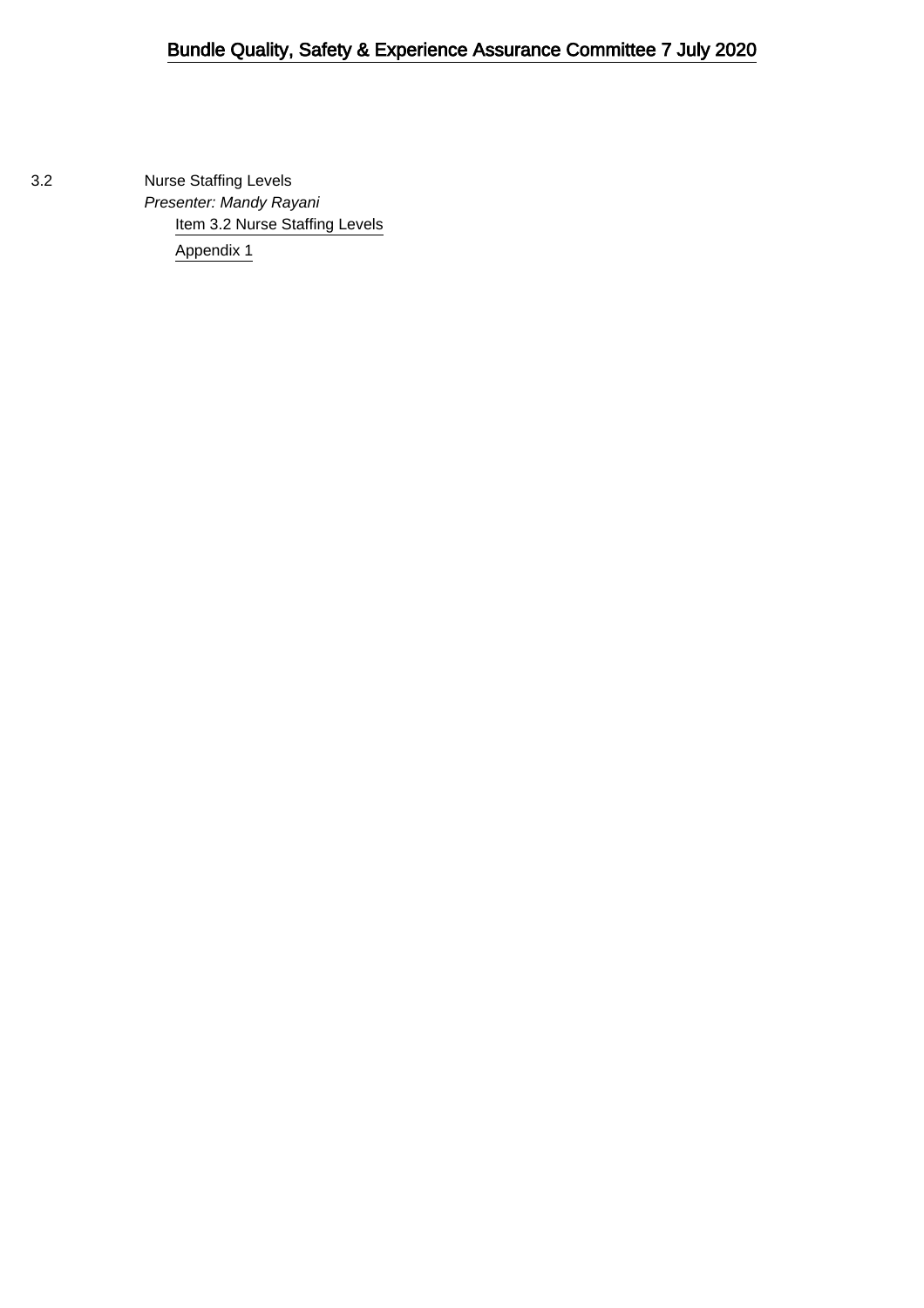# Bundle Quality, Safety & Experience Assurance Committee 7 July 2020

3.2 Nurse Staffing Levels

*Presenter: Mandy Rayani*

Item 3.2 Nurse Staffing Levels

Appendix 1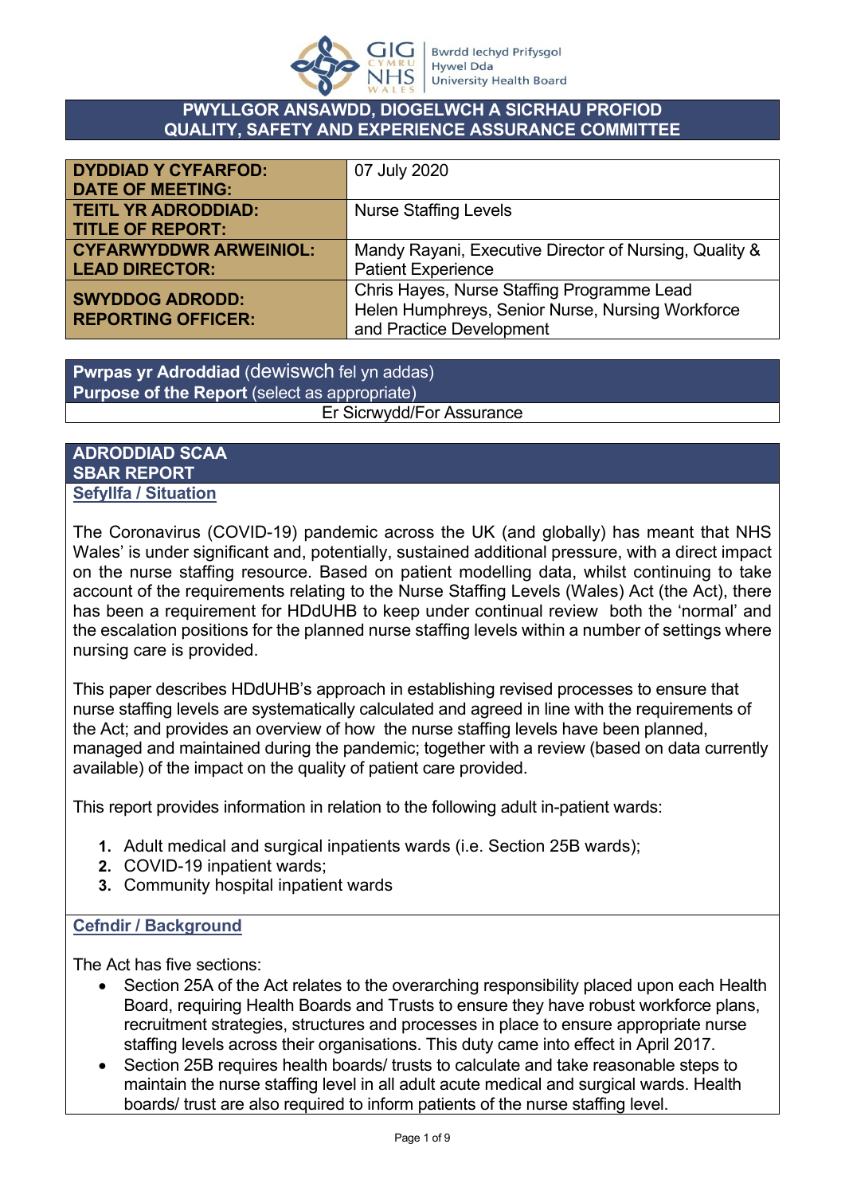# PWYLLGOR ANSAWDD, DIOGELWCH A SICRHAU PROFIOD
# QUALITY, SAFETY AND EXPERIENCE ASSURANCE COMMITTEE

| | |
|---|---|
| **DYDDIAD Y CYFARFOD: DATE OF MEETING:** | 07 July 2020 |
| **TEITL YR ADRODDIAD: TITLE OF REPORT:** | Nurse Staffing Levels |
| **CYFARWYDDWR ARWEINIOL: LEAD DIRECTOR:** | Mandy Rayani, Executive Director of Nursing, Quality & Patient Experience |
| **SWYDDOG ADRODD: REPORTING OFFICER:** | Chris Hayes, Nurse Staffing Programme Lead<br>Helen Humphreys, Senior Nurse, Nursing Workforce and Practice Development |

**Pwrpas yr Adroddiad** (dewiswch fel yn addas)
**Purpose of the Report** (select as appropriate)

Er Sicrwydd/For Assurance

## ADRODDIAD SCAA
## SBAR REPORT

### Sefyllfa / Situation

The Coronavirus (COVID-19) pandemic across the UK (and globally) has meant that NHS Wales' is under significant and, potentially, sustained additional pressure, with a direct impact on the nurse staffing resource. Based on patient modelling data, whilst continuing to take account of the requirements relating to the Nurse Staffing Levels (Wales) Act (the Act), there has been a requirement for HDdUHB to keep under continual review both the 'normal' and the escalation positions for the planned nurse staffing levels within a number of settings where nursing care is provided.

This paper describes HDdUHB's approach in establishing revised processes to ensure that nurse staffing levels are systematically calculated and agreed in line with the requirements of the Act; and provides an overview of how the nurse staffing levels have been planned, managed and maintained during the pandemic; together with a review (based on data currently available) of the impact on the quality of patient care provided.

This report provides information in relation to the following adult in-patient wards:

1. Adult medical and surgical inpatients wards (i.e. Section 25B wards);
2. COVID-19 inpatient wards;
3. Community hospital inpatient wards

### Cefndir / Background

The Act has five sections:

- Section 25A of the Act relates to the overarching responsibility placed upon each Health Board, requiring Health Boards and Trusts to ensure they have robust workforce plans, recruitment strategies, structures and processes in place to ensure appropriate nurse staffing levels across their organisations. This duty came into effect in April 2017.
- Section 25B requires health boards/ trusts to calculate and take reasonable steps to maintain the nurse staffing level in all adult acute medical and surgical wards. Health boards/ trust are also required to inform patients of the nurse staffing level.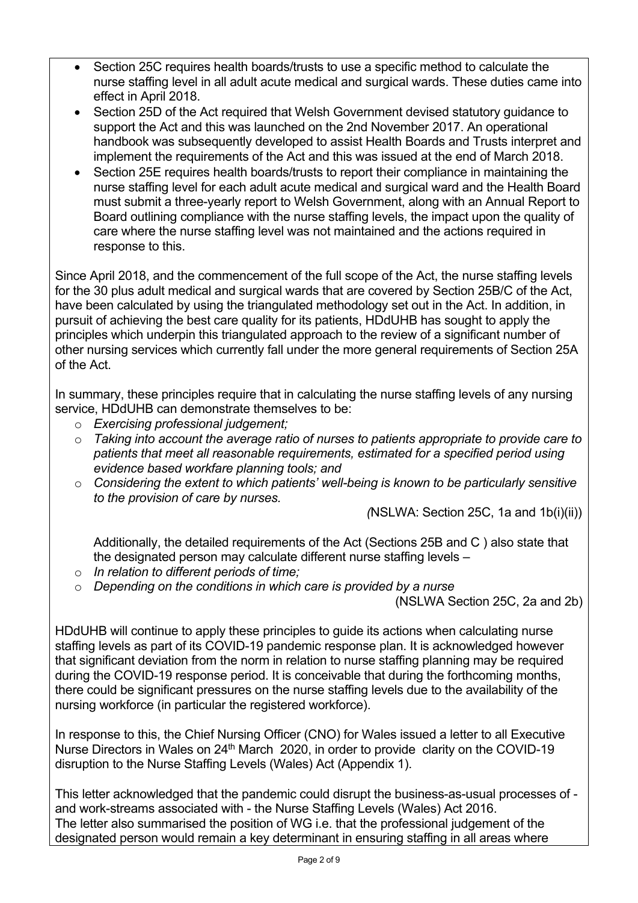- Section 25C requires health boards/trusts to use a specific method to calculate the nurse staffing level in all adult acute medical and surgical wards. These duties came into effect in April 2018.
- Section 25D of the Act required that Welsh Government devised statutory guidance to support the Act and this was launched on the 2nd November 2017. An operational handbook was subsequently developed to assist Health Boards and Trusts interpret and implement the requirements of the Act and this was issued at the end of March 2018.
- Section 25E requires health boards/trusts to report their compliance in maintaining the nurse staffing level for each adult acute medical and surgical ward and the Health Board must submit a three-yearly report to Welsh Government, along with an Annual Report to Board outlining compliance with the nurse staffing levels, the impact upon the quality of care where the nurse staffing level was not maintained and the actions required in response to this.

Since April 2018, and the commencement of the full scope of the Act, the nurse staffing levels for the 30 plus adult medical and surgical wards that are covered by Section 25B/C of the Act, have been calculated by using the triangulated methodology set out in the Act. In addition, in pursuit of achieving the best care quality for its patients, HDdUHB has sought to apply the principles which underpin this triangulated approach to the review of a significant number of other nursing services which currently fall under the more general requirements of Section 25A of the Act.

In summary, these principles require that in calculating the nurse staffing levels of any nursing service, HDdUHB can demonstrate themselves to be:

- *Exercising professional judgement;*
- *Taking into account the average ratio of nurses to patients appropriate to provide care to patients that meet all reasonable requirements, estimated for a specified period using evidence based workfare planning tools; and*
- *Considering the extent to which patients' well-being is known to be particularly sensitive to the provision of care by nurses.*

*(*NSLWA: Section 25C, 1a and 1b(i)(ii))

Additionally, the detailed requirements of the Act (Sections 25B and C ) also state that the designated person may calculate different nurse staffing levels –

- *In relation to different periods of time;*
- *Depending on the conditions in which care is provided by a nurse*

(NSLWA Section 25C, 2a and 2b)

HDdUHB will continue to apply these principles to guide its actions when calculating nurse staffing levels as part of its COVID-19 pandemic response plan. It is acknowledged however that significant deviation from the norm in relation to nurse staffing planning may be required during the COVID-19 response period. It is conceivable that during the forthcoming months, there could be significant pressures on the nurse staffing levels due to the availability of the nursing workforce (in particular the registered workforce).

In response to this, the Chief Nursing Officer (CNO) for Wales issued a letter to all Executive Nurse Directors in Wales on 24th March 2020, in order to provide clarity on the COVID-19 disruption to the Nurse Staffing Levels (Wales) Act (Appendix 1).

This letter acknowledged that the pandemic could disrupt the business-as-usual processes of - and work-streams associated with - the Nurse Staffing Levels (Wales) Act 2016.
The letter also summarised the position of WG i.e. that the professional judgement of the designated person would remain a key determinant in ensuring staffing in all areas where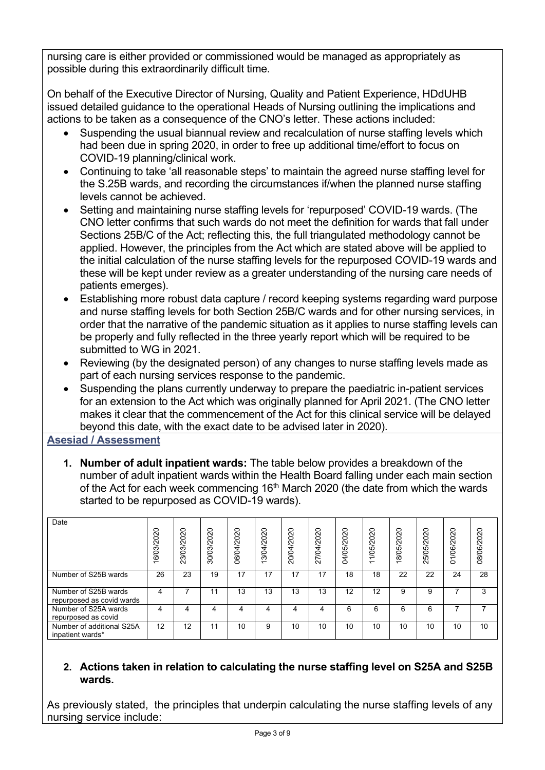nursing care is either provided or commissioned would be managed as appropriately as possible during this extraordinarily difficult time.

On behalf of the Executive Director of Nursing, Quality and Patient Experience, HDdUHB issued detailed guidance to the operational Heads of Nursing outlining the implications and actions to be taken as a consequence of the CNO's letter. These actions included:

- Suspending the usual biannual review and recalculation of nurse staffing levels which had been due in spring 2020, in order to free up additional time/effort to focus on COVID-19 planning/clinical work.
- Continuing to take 'all reasonable steps' to maintain the agreed nurse staffing level for the S.25B wards, and recording the circumstances if/when the planned nurse staffing levels cannot be achieved.
- Setting and maintaining nurse staffing levels for 'repurposed' COVID-19 wards. (The CNO letter confirms that such wards do not meet the definition for wards that fall under Sections 25B/C of the Act; reflecting this, the full triangulated methodology cannot be applied. However, the principles from the Act which are stated above will be applied to the initial calculation of the nurse staffing levels for the repurposed COVID-19 wards and these will be kept under review as a greater understanding of the nursing care needs of patients emerges).
- Establishing more robust data capture / record keeping systems regarding ward purpose and nurse staffing levels for both Section 25B/C wards and for other nursing services, in order that the narrative of the pandemic situation as it applies to nurse staffing levels can be properly and fully reflected in the three yearly report which will be required to be submitted to WG in 2021.
- Reviewing (by the designated person) of any changes to nurse staffing levels made as part of each nursing services response to the pandemic.
- Suspending the plans currently underway to prepare the paediatric in-patient services for an extension to the Act which was originally planned for April 2021. (The CNO letter makes it clear that the commencement of the Act for this clinical service will be delayed beyond this date, with the exact date to be advised later in 2020).

## Asesiad / Assessment

1. **Number of adult inpatient wards:** The table below provides a breakdown of the number of adult inpatient wards within the Health Board falling under each main section of the Act for each week commencing 16th March 2020 (the date from which the wards started to be repurposed as COVID-19 wards).

| Date | 16/03/2020 | 23/03/2020 | 30/03/2020 | 06/04/2020 | 13/04/2020 | 20/04/2020 | 27/04/2020 | 04/05/2020 | 11/05/2020 | 18/05/2020 | 25/05/2020 | 01/06/2020 | 08/06/2020 |
|---|---|---|---|---|---|---|---|---|---|---|---|---|---|
| Number of S25B wards | 26 | 23 | 19 | 17 | 17 | 17 | 17 | 18 | 18 | 22 | 22 | 24 | 28 |
| Number of S25B wards repurposed as covid wards | 4 | 7 | 11 | 13 | 13 | 13 | 13 | 12 | 12 | 9 | 9 | 7 | 3 |
| Number of S25A wards repurposed as covid | 4 | 4 | 4 | 4 | 4 | 4 | 4 | 6 | 6 | 6 | 6 | 7 | 7 |
| Number of additional S25A inpatient wards* | 12 | 12 | 11 | 10 | 9 | 10 | 10 | 10 | 10 | 10 | 10 | 10 | 10 |

2. **Actions taken in relation to calculating the nurse staffing level on S25A and S25B wards.**

As previously stated, the principles that underpin calculating the nurse staffing levels of any nursing service include: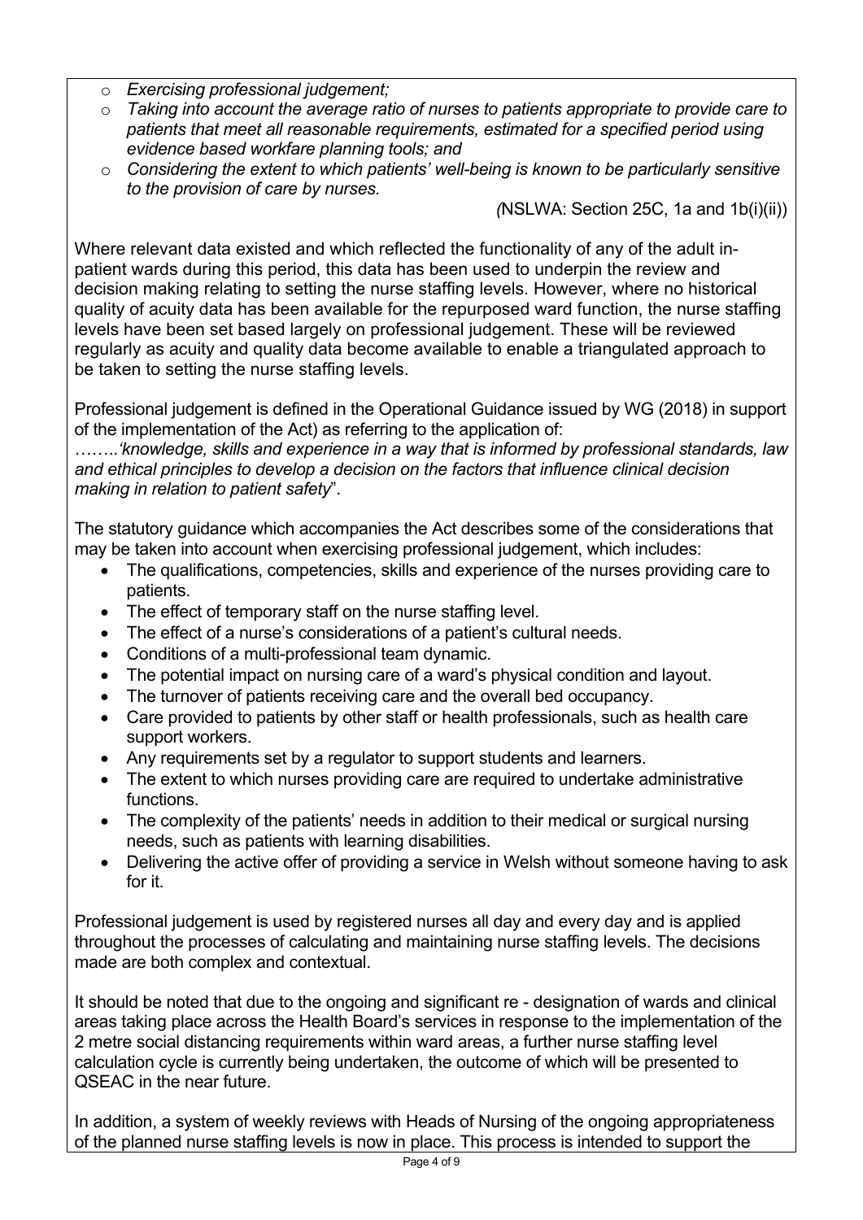- *Exercising professional judgement;*
- *Taking into account the average ratio of nurses to patients appropriate to provide care to patients that meet all reasonable requirements, estimated for a specified period using evidence based workfare planning tools; and*
- *Considering the extent to which patients' well-being is known to be particularly sensitive to the provision of care by nurses.*

*(*NSLWA: Section 25C, 1a and 1b(i)(ii))

Where relevant data existed and which reflected the functionality of any of the adult in-patient wards during this period, this data has been used to underpin the review and decision making relating to setting the nurse staffing levels. However, where no historical quality of acuity data has been available for the repurposed ward function, the nurse staffing levels have been set based largely on professional judgement. These will be reviewed regularly as acuity and quality data become available to enable a triangulated approach to be taken to setting the nurse staffing levels.

Professional judgement is defined in the Operational Guidance issued by WG (2018) in support of the implementation of the Act) as referring to the application of:
……..*'knowledge, skills and experience in a way that is informed by professional standards, law and ethical principles to develop a decision on the factors that influence clinical decision making in relation to patient safety*".

The statutory guidance which accompanies the Act describes some of the considerations that may be taken into account when exercising professional judgement, which includes:

- The qualifications, competencies, skills and experience of the nurses providing care to patients.
- The effect of temporary staff on the nurse staffing level.
- The effect of a nurse's considerations of a patient's cultural needs.
- Conditions of a multi-professional team dynamic.
- The potential impact on nursing care of a ward's physical condition and layout.
- The turnover of patients receiving care and the overall bed occupancy.
- Care provided to patients by other staff or health professionals, such as health care support workers.
- Any requirements set by a regulator to support students and learners.
- The extent to which nurses providing care are required to undertake administrative functions.
- The complexity of the patients' needs in addition to their medical or surgical nursing needs, such as patients with learning disabilities.
- Delivering the active offer of providing a service in Welsh without someone having to ask for it.

Professional judgement is used by registered nurses all day and every day and is applied throughout the processes of calculating and maintaining nurse staffing levels. The decisions made are both complex and contextual.

It should be noted that due to the ongoing and significant re - designation of wards and clinical areas taking place across the Health Board's services in response to the implementation of the 2 metre social distancing requirements within ward areas, a further nurse staffing level calculation cycle is currently being undertaken, the outcome of which will be presented to QSEAC in the near future.

In addition, a system of weekly reviews with Heads of Nursing of the ongoing appropriateness of the planned nurse staffing levels is now in place. This process is intended to support the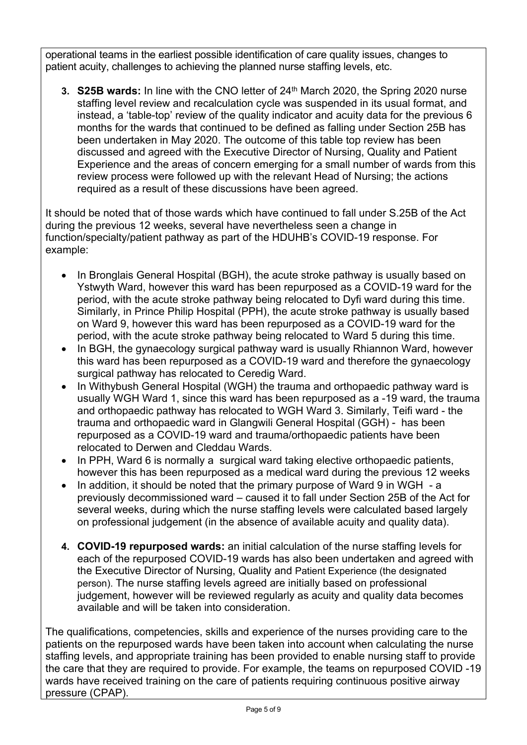operational teams in the earliest possible identification of care quality issues, changes to patient acuity, challenges to achieving the planned nurse staffing levels, etc.

3. **S25B wards:** In line with the CNO letter of 24th March 2020, the Spring 2020 nurse staffing level review and recalculation cycle was suspended in its usual format, and instead, a 'table-top' review of the quality indicator and acuity data for the previous 6 months for the wards that continued to be defined as falling under Section 25B has been undertaken in May 2020. The outcome of this table top review has been discussed and agreed with the Executive Director of Nursing, Quality and Patient Experience and the areas of concern emerging for a small number of wards from this review process were followed up with the relevant Head of Nursing; the actions required as a result of these discussions have been agreed.

It should be noted that of those wards which have continued to fall under S.25B of the Act during the previous 12 weeks, several have nevertheless seen a change in function/specialty/patient pathway as part of the HDUHB's COVID-19 response. For example:

- In Bronglais General Hospital (BGH), the acute stroke pathway is usually based on Ystwyth Ward, however this ward has been repurposed as a COVID-19 ward for the period, with the acute stroke pathway being relocated to Dyfi ward during this time. Similarly, in Prince Philip Hospital (PPH), the acute stroke pathway is usually based on Ward 9, however this ward has been repurposed as a COVID-19 ward for the period, with the acute stroke pathway being relocated to Ward 5 during this time.
- In BGH, the gynaecology surgical pathway ward is usually Rhiannon Ward, however this ward has been repurposed as a COVID-19 ward and therefore the gynaecology surgical pathway has relocated to Ceredig Ward.
- In Withybush General Hospital (WGH) the trauma and orthopaedic pathway ward is usually WGH Ward 1, since this ward has been repurposed as a -19 ward, the trauma and orthopaedic pathway has relocated to WGH Ward 3. Similarly, Teifi ward - the trauma and orthopaedic ward in Glangwili General Hospital (GGH) - has been repurposed as a COVID-19 ward and trauma/orthopaedic patients have been relocated to Derwen and Cleddau Wards.
- In PPH, Ward 6 is normally a surgical ward taking elective orthopaedic patients, however this has been repurposed as a medical ward during the previous 12 weeks
- In addition, it should be noted that the primary purpose of Ward 9 in WGH - a previously decommissioned ward – caused it to fall under Section 25B of the Act for several weeks, during which the nurse staffing levels were calculated based largely on professional judgement (in the absence of available acuity and quality data).

4. **COVID-19 repurposed wards:** an initial calculation of the nurse staffing levels for each of the repurposed COVID-19 wards has also been undertaken and agreed with the Executive Director of Nursing, Quality and Patient Experience (the designated person). The nurse staffing levels agreed are initially based on professional judgement, however will be reviewed regularly as acuity and quality data becomes available and will be taken into consideration.

The qualifications, competencies, skills and experience of the nurses providing care to the patients on the repurposed wards have been taken into account when calculating the nurse staffing levels, and appropriate training has been provided to enable nursing staff to provide the care that they are required to provide. For example, the teams on repurposed COVID -19 wards have received training on the care of patients requiring continuous positive airway pressure (CPAP).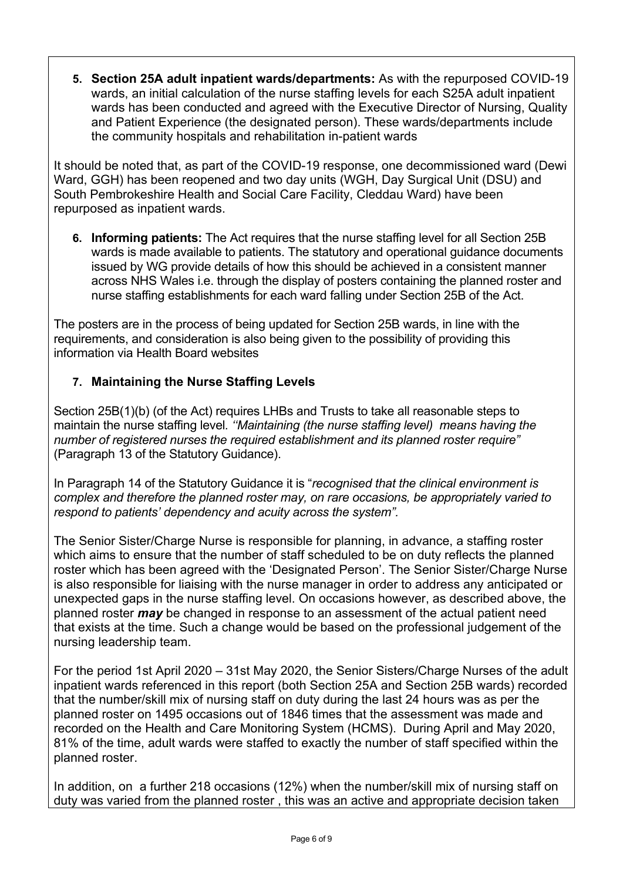5. **Section 25A adult inpatient wards/departments:** As with the repurposed COVID-19 wards, an initial calculation of the nurse staffing levels for each S25A adult inpatient wards has been conducted and agreed with the Executive Director of Nursing, Quality and Patient Experience (the designated person). These wards/departments include the community hospitals and rehabilitation in-patient wards

It should be noted that, as part of the COVID-19 response, one decommissioned ward (Dewi Ward, GGH) has been reopened and two day units (WGH, Day Surgical Unit (DSU) and South Pembrokeshire Health and Social Care Facility, Cleddau Ward) have been repurposed as inpatient wards.

6. **Informing patients:** The Act requires that the nurse staffing level for all Section 25B wards is made available to patients. The statutory and operational guidance documents issued by WG provide details of how this should be achieved in a consistent manner across NHS Wales i.e. through the display of posters containing the planned roster and nurse staffing establishments for each ward falling under Section 25B of the Act.

The posters are in the process of being updated for Section 25B wards, in line with the requirements, and consideration is also being given to the possibility of providing this information via Health Board websites

7. **Maintaining the Nurse Staffing Levels**

Section 25B(1)(b) (of the Act) requires LHBs and Trusts to take all reasonable steps to maintain the nurse staffing level. *"Maintaining (the nurse staffing level) means having the number of registered nurses the required establishment and its planned roster require"* (Paragraph 13 of the Statutory Guidance).

In Paragraph 14 of the Statutory Guidance it is "*recognised that the clinical environment is complex and therefore the planned roster may, on rare occasions, be appropriately varied to respond to patients' dependency and acuity across the system".*

The Senior Sister/Charge Nurse is responsible for planning, in advance, a staffing roster which aims to ensure that the number of staff scheduled to be on duty reflects the planned roster which has been agreed with the 'Designated Person'. The Senior Sister/Charge Nurse is also responsible for liaising with the nurse manager in order to address any anticipated or unexpected gaps in the nurse staffing level. On occasions however, as described above, the planned roster ***may*** be changed in response to an assessment of the actual patient need that exists at the time. Such a change would be based on the professional judgement of the nursing leadership team.

For the period 1st April 2020 – 31st May 2020, the Senior Sisters/Charge Nurses of the adult inpatient wards referenced in this report (both Section 25A and Section 25B wards) recorded that the number/skill mix of nursing staff on duty during the last 24 hours was as per the planned roster on 1495 occasions out of 1846 times that the assessment was made and recorded on the Health and Care Monitoring System (HCMS). During April and May 2020, 81% of the time, adult wards were staffed to exactly the number of staff specified within the planned roster.

In addition, on a further 218 occasions (12%) when the number/skill mix of nursing staff on duty was varied from the planned roster , this was an active and appropriate decision taken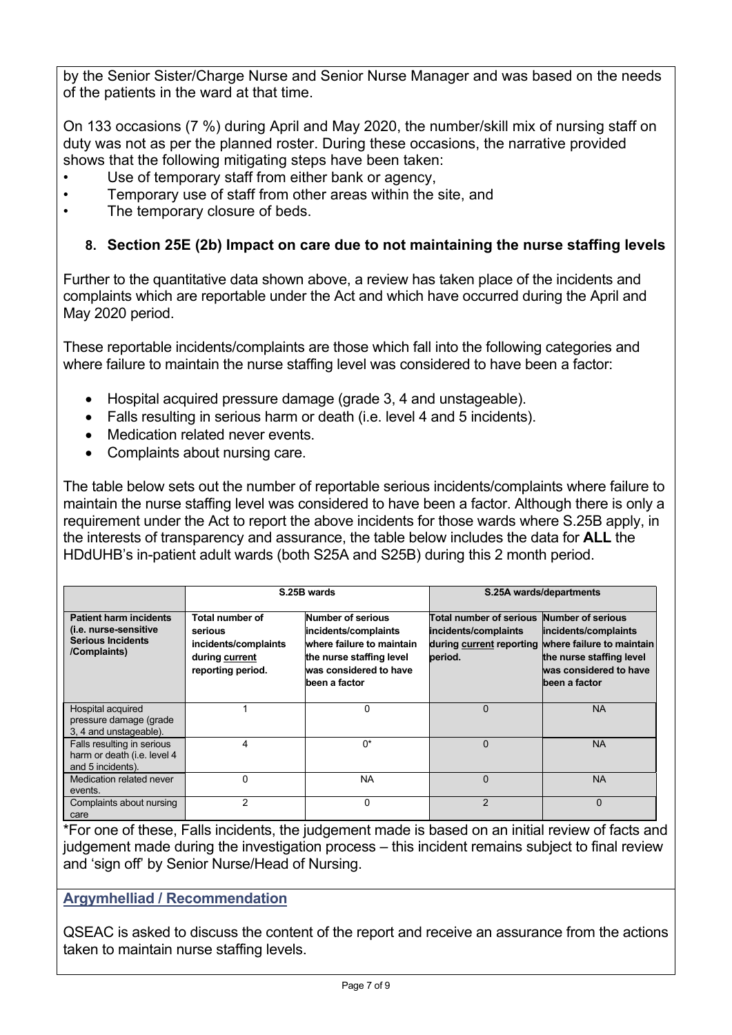by the Senior Sister/Charge Nurse and Senior Nurse Manager and was based on the needs of the patients in the ward at that time.

On 133 occasions (7 %) during April and May 2020, the number/skill mix of nursing staff on duty was not as per the planned roster. During these occasions, the narrative provided shows that the following mitigating steps have been taken:

- Use of temporary staff from either bank or agency,
- Temporary use of staff from other areas within the site, and
- The temporary closure of beds.

## 8. Section 25E (2b) Impact on care due to not maintaining the nurse staffing levels

Further to the quantitative data shown above, a review has taken place of the incidents and complaints which are reportable under the Act and which have occurred during the April and May 2020 period.

These reportable incidents/complaints are those which fall into the following categories and where failure to maintain the nurse staffing level was considered to have been a factor:

- Hospital acquired pressure damage (grade 3, 4 and unstageable).
- Falls resulting in serious harm or death (i.e. level 4 and 5 incidents).
- Medication related never events.
- Complaints about nursing care.

The table below sets out the number of reportable serious incidents/complaints where failure to maintain the nurse staffing level was considered to have been a factor. Although there is only a requirement under the Act to report the above incidents for those wards where S.25B apply, in the interests of transparency and assurance, the table below includes the data for **ALL** the HDdUHB's in-patient adult wards (both S25A and S25B) during this 2 month period.

| | **S.25B wards** | | **S.25A wards/departments** | |
|---|---|---|---|---|
| **Patient harm incidents (i.e. nurse-sensitive Serious Incidents /Complaints)** | **Total number of serious incidents/complaints during current reporting period.** | **Number of serious incidents/complaints where failure to maintain the nurse staffing level was considered to have been a factor** | **Total number of serious incidents/complaints during current reporting period.** | **Number of serious incidents/complaints where failure to maintain the nurse staffing level was considered to have been a factor** |
| Hospital acquired pressure damage (grade 3, 4 and unstageable). | 1 | 0 | 0 | NA |
| Falls resulting in serious harm or death (i.e. level 4 and 5 incidents). | 4 | 0* | 0 | NA |
| Medication related never events. | 0 | NA | 0 | NA |
| Complaints about nursing care | 2 | 0 | 2 | 0 |

*For one of these, Falls incidents, the judgement made is based on an initial review of facts and judgement made during the investigation process – this incident remains subject to final review and 'sign off' by Senior Nurse/Head of Nursing.

### Argymhelliad / Recommendation

QSEAC is asked to discuss the content of the report and receive an assurance from the actions taken to maintain nurse staffing levels.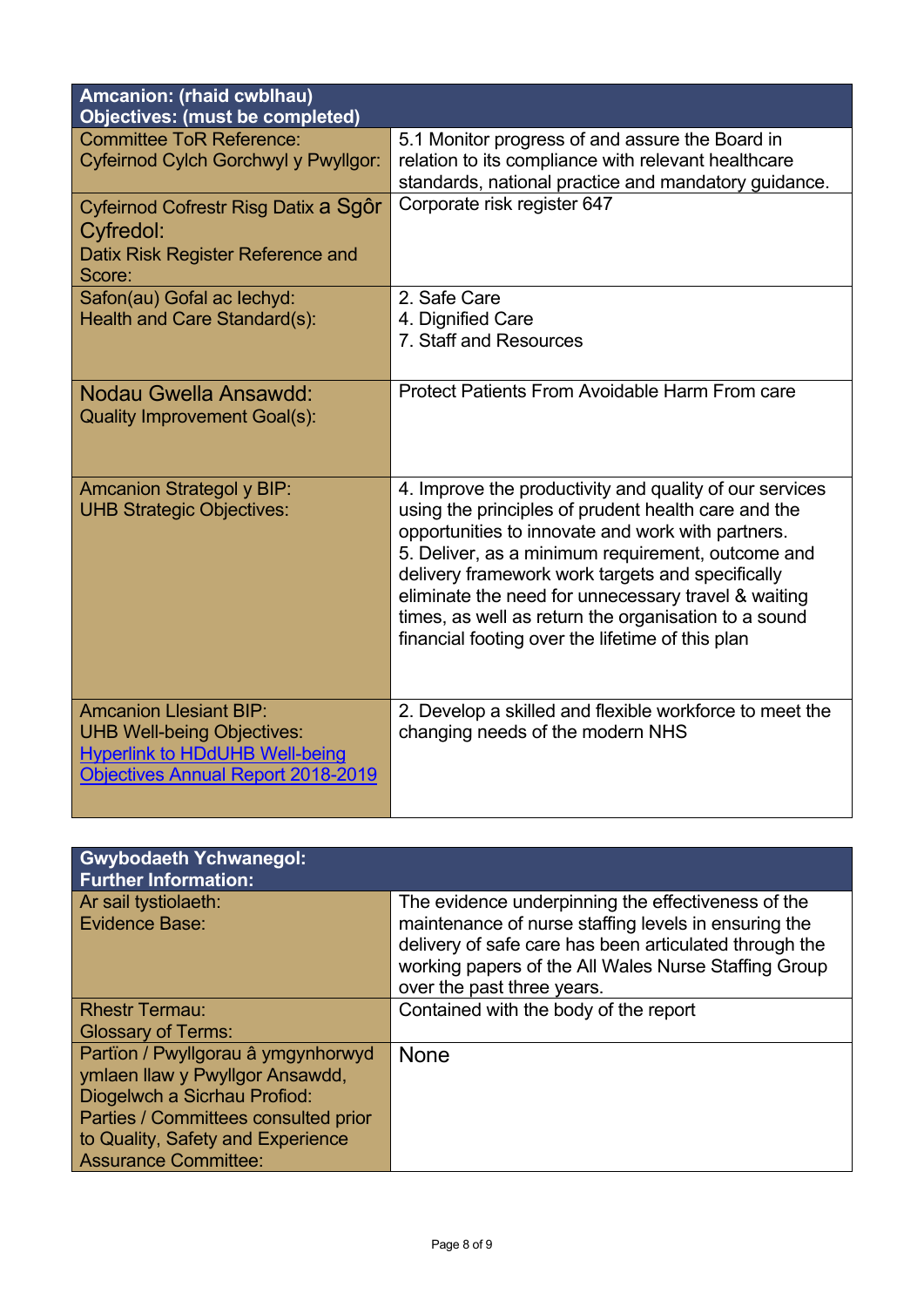| **Amcanion: (rhaid cwblhau)<br>Objectives: (must be completed)** | |
|---|---|
| Committee ToR Reference:<br>Cyfeirnod Cylch Gorchwyl y Pwyllgor: | 5.1 Monitor progress of and assure the Board in relation to its compliance with relevant healthcare standards, national practice and mandatory guidance. |
| Cyfeirnod Cofrestr Risg Datix a Sgôr Cyfredol:<br>Datix Risk Register Reference and Score: | Corporate risk register 647 |
| Safon(au) Gofal ac Iechyd:<br>Health and Care Standard(s): | 2. Safe Care<br>4. Dignified Care<br>7. Staff and Resources |
| Nodau Gwella Ansawdd:<br>Quality Improvement Goal(s): | Protect Patients From Avoidable Harm From care |
| Amcanion Strategol y BIP:<br>UHB Strategic Objectives: | 4. Improve the productivity and quality of our services using the principles of prudent health care and the opportunities to innovate and work with partners.<br>5. Deliver, as a minimum requirement, outcome and delivery framework work targets and specifically eliminate the need for unnecessary travel & waiting times, as well as return the organisation to a sound financial footing over the lifetime of this plan |
| Amcanion Llesiant BIP:<br>UHB Well-being Objectives:<br>[Hyperlink to HDdUHB Well-being Objectives Annual Report 2018-2019] | 2. Develop a skilled and flexible workforce to meet the changing needs of the modern NHS |

| **Gwybodaeth Ychwanegol:<br>Further Information:** | |
|---|---|
| Ar sail tystiolaeth:<br>Evidence Base: | The evidence underpinning the effectiveness of the maintenance of nurse staffing levels in ensuring the delivery of safe care has been articulated through the working papers of the All Wales Nurse Staffing Group over the past three years. |
| Rhestr Termau:<br>Glossary of Terms: | Contained with the body of the report |
| Partïon / Pwyllgorau â ymgynhorwyd ymlaen llaw y Pwyllgor Ansawdd, Diogelwch a Sicrhau Profiod:<br>Parties / Committees consulted prior to Quality, Safety and Experience Assurance Committee: | None |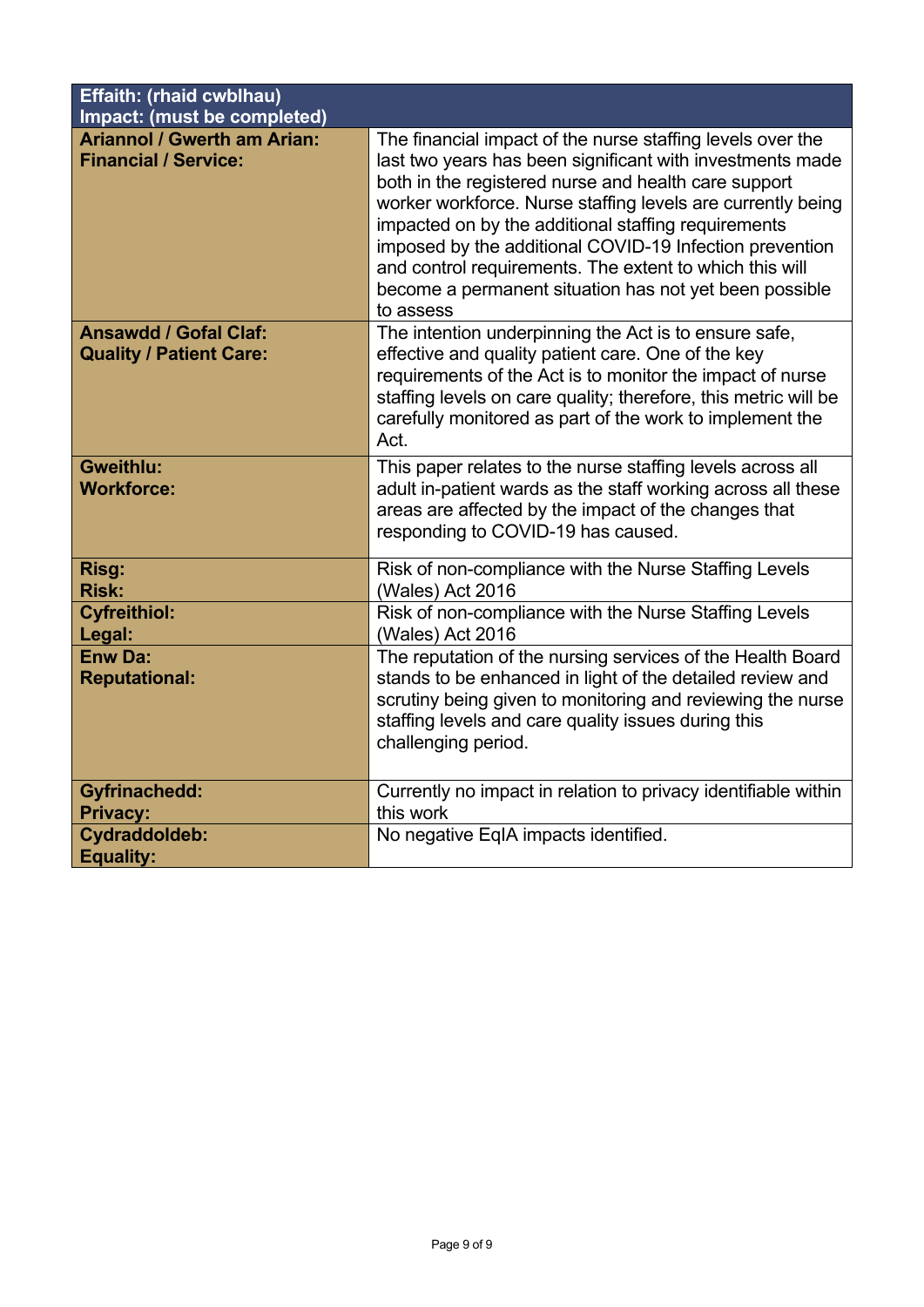| **Effaith: (rhaid cwblhau)<br>Impact: (must be completed)** | |
|---|---|
| **Ariannol / Gwerth am Arian:<br>Financial / Service:** | The financial impact of the nurse staffing levels over the last two years has been significant with investments made both in the registered nurse and health care support worker workforce. Nurse staffing levels are currently being impacted on by the additional staffing requirements imposed by the additional COVID-19 Infection prevention and control requirements. The extent to which this will become a permanent situation has not yet been possible to assess |
| **Ansawdd / Gofal Claf:<br>Quality / Patient Care:** | The intention underpinning the Act is to ensure safe, effective and quality patient care. One of the key requirements of the Act is to monitor the impact of nurse staffing levels on care quality; therefore, this metric will be carefully monitored as part of the work to implement the Act. |
| **Gweithlu:<br>Workforce:** | This paper relates to the nurse staffing levels across all adult in-patient wards as the staff working across all these areas are affected by the impact of the changes that responding to COVID-19 has caused. |
| **Risg:<br>Risk:** | Risk of non-compliance with the Nurse Staffing Levels (Wales) Act 2016 |
| **Cyfreithiol:<br>Legal:** | Risk of non-compliance with the Nurse Staffing Levels (Wales) Act 2016 |
| **Enw Da:<br>Reputational:** | The reputation of the nursing services of the Health Board stands to be enhanced in light of the detailed review and scrutiny being given to monitoring and reviewing the nurse staffing levels and care quality issues during this challenging period. |
| **Gyfrinachedd:<br>Privacy:** | Currently no impact in relation to privacy identifiable within this work |
| **Cydraddoldeb:<br>Equality:** | No negative EqIA impacts identified. |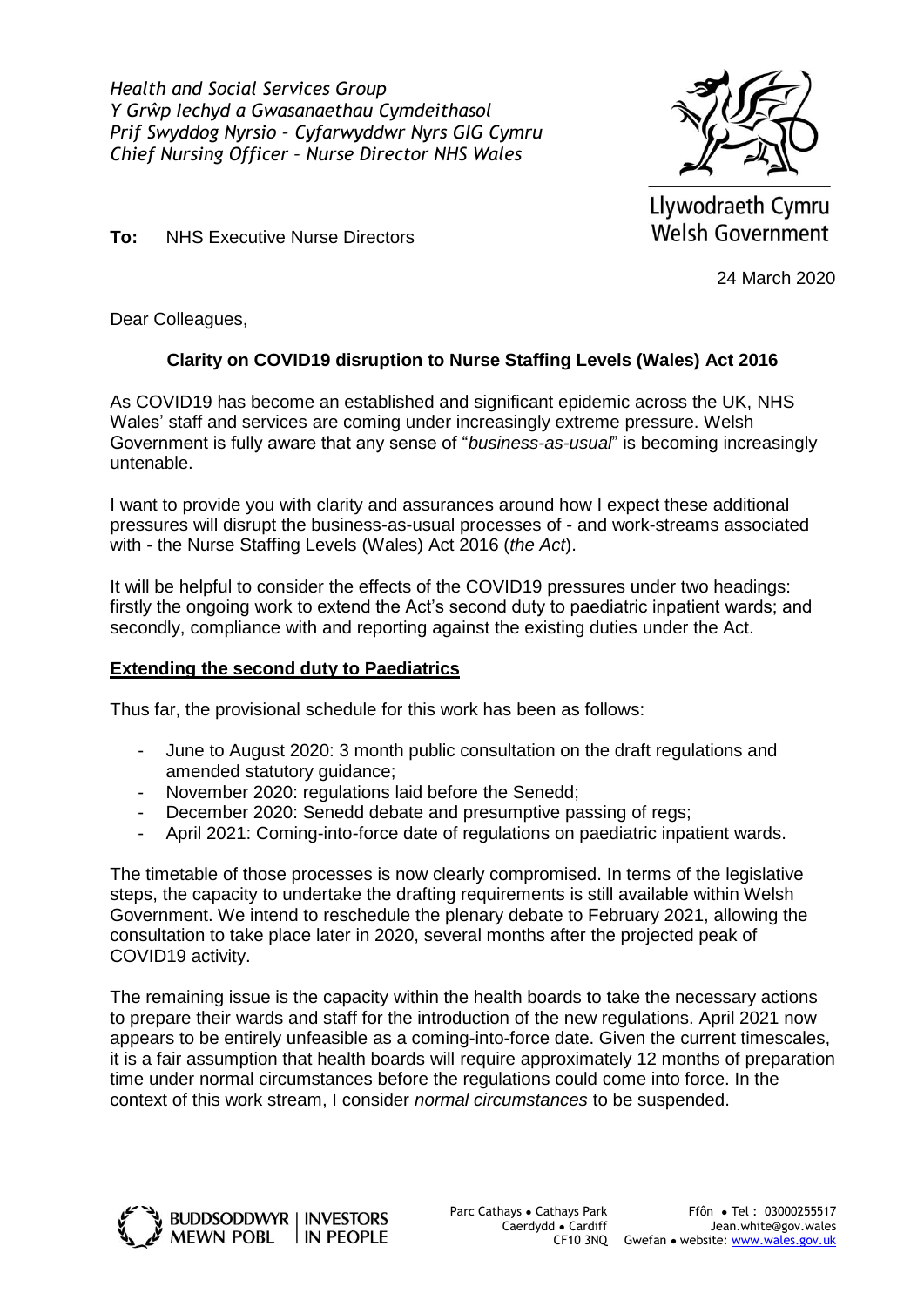*Health and Social Services Group*
*Y Grŵp Iechyd a Gwasanaethau Cymdeithasol*
*Prif Swyddog Nyrsio – Cyfarwyddwr Nyrs GIG Cymru*
*Chief Nursing Officer – Nurse Director NHS Wales*

Llywodraeth Cymru
Welsh Government

**To:** NHS Executive Nurse Directors

24 March 2020

Dear Colleagues,

**Clarity on COVID19 disruption to Nurse Staffing Levels (Wales) Act 2016**

As COVID19 has become an established and significant epidemic across the UK, NHS Wales' staff and services are coming under increasingly extreme pressure. Welsh Government is fully aware that any sense of "*business-as-usual*" is becoming increasingly untenable.

I want to provide you with clarity and assurances around how I expect these additional pressures will disrupt the business-as-usual processes of - and work-streams associated with - the Nurse Staffing Levels (Wales) Act 2016 (*the Act*).

It will be helpful to consider the effects of the COVID19 pressures under two headings: firstly the ongoing work to extend the Act's second duty to paediatric inpatient wards; and secondly, compliance with and reporting against the existing duties under the Act.

**Extending the second duty to Paediatrics**

Thus far, the provisional schedule for this work has been as follows:

- June to August 2020: 3 month public consultation on the draft regulations and amended statutory guidance;
- November 2020: regulations laid before the Senedd;
- December 2020: Senedd debate and presumptive passing of regs;
- April 2021: Coming-into-force date of regulations on paediatric inpatient wards.

The timetable of those processes is now clearly compromised. In terms of the legislative steps, the capacity to undertake the drafting requirements is still available within Welsh Government. We intend to reschedule the plenary debate to February 2021, allowing the consultation to take place later in 2020, several months after the projected peak of COVID19 activity.

The remaining issue is the capacity within the health boards to take the necessary actions to prepare their wards and staff for the introduction of the new regulations. April 2021 now appears to be entirely unfeasible as a coming-into-force date. Given the current timescales, it is a fair assumption that health boards will require approximately 12 months of preparation time under normal circumstances before the regulations could come into force. In the context of this work stream, I consider *normal circumstances* to be suspended.

BUDDSODDWYR MEWN POBL | INVESTORS IN PEOPLE

Parc Cathays ● Cathays Park
Caerdydd ● Cardiff
CF10 3NQ

Ffôn ● Tel : 03000255517
Jean.white@gov.wales
Gwefan ● website: www.wales.gov.uk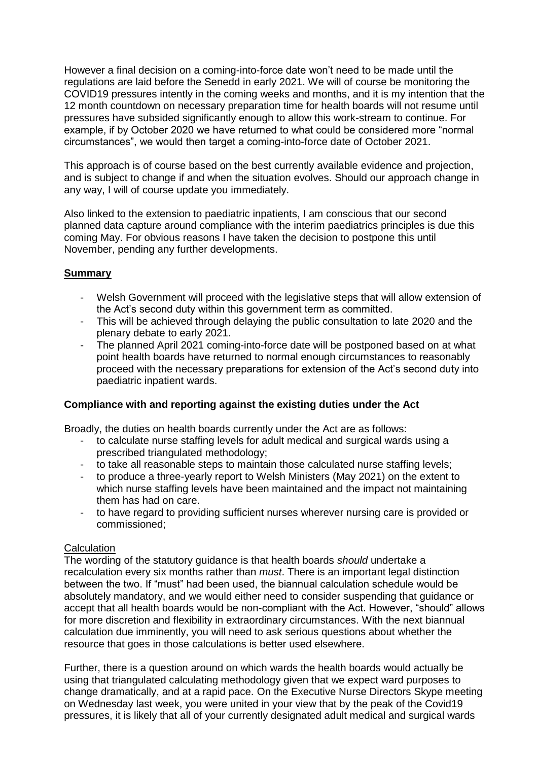However a final decision on a coming-into-force date won't need to be made until the regulations are laid before the Senedd in early 2021. We will of course be monitoring the COVID19 pressures intently in the coming weeks and months, and it is my intention that the 12 month countdown on necessary preparation time for health boards will not resume until pressures have subsided significantly enough to allow this work-stream to continue. For example, if by October 2020 we have returned to what could be considered more "normal circumstances", we would then target a coming-into-force date of October 2021.

This approach is of course based on the best currently available evidence and projection, and is subject to change if and when the situation evolves. Should our approach change in any way, I will of course update you immediately.

Also linked to the extension to paediatric inpatients, I am conscious that our second planned data capture around compliance with the interim paediatrics principles is due this coming May. For obvious reasons I have taken the decision to postpone this until November, pending any further developments.

## **Summary**

- Welsh Government will proceed with the legislative steps that will allow extension of the Act's second duty within this government term as committed.
- This will be achieved through delaying the public consultation to late 2020 and the plenary debate to early 2021.
- The planned April 2021 coming-into-force date will be postponed based on at what point health boards have returned to normal enough circumstances to reasonably proceed with the necessary preparations for extension of the Act's second duty into paediatric inpatient wards.

## **Compliance with and reporting against the existing duties under the Act**

Broadly, the duties on health boards currently under the Act are as follows:

- to calculate nurse staffing levels for adult medical and surgical wards using a prescribed triangulated methodology;
- to take all reasonable steps to maintain those calculated nurse staffing levels;
- to produce a three-yearly report to Welsh Ministers (May 2021) on the extent to which nurse staffing levels have been maintained and the impact not maintaining them has had on care.
- to have regard to providing sufficient nurses wherever nursing care is provided or commissioned;

### Calculation

The wording of the statutory guidance is that health boards *should* undertake a recalculation every six months rather than *must*. There is an important legal distinction between the two. If "must" had been used, the biannual calculation schedule would be absolutely mandatory, and we would either need to consider suspending that guidance or accept that all health boards would be non-compliant with the Act. However, "should" allows for more discretion and flexibility in extraordinary circumstances. With the next biannual calculation due imminently, you will need to ask serious questions about whether the resource that goes in those calculations is better used elsewhere.

Further, there is a question around on which wards the health boards would actually be using that triangulated calculating methodology given that we expect ward purposes to change dramatically, and at a rapid pace. On the Executive Nurse Directors Skype meeting on Wednesday last week, you were united in your view that by the peak of the Covid19 pressures, it is likely that all of your currently designated adult medical and surgical wards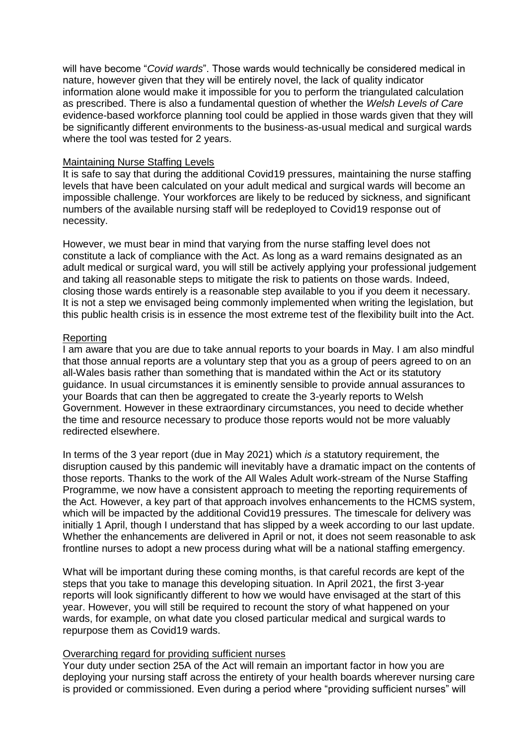will have become "*Covid wards*". Those wards would technically be considered medical in nature, however given that they will be entirely novel, the lack of quality indicator information alone would make it impossible for you to perform the triangulated calculation as prescribed. There is also a fundamental question of whether the *Welsh Levels of Care* evidence-based workforce planning tool could be applied in those wards given that they will be significantly different environments to the business-as-usual medical and surgical wards where the tool was tested for 2 years.

<u>Maintaining Nurse Staffing Levels</u>

It is safe to say that during the additional Covid19 pressures, maintaining the nurse staffing levels that have been calculated on your adult medical and surgical wards will become an impossible challenge. Your workforces are likely to be reduced by sickness, and significant numbers of the available nursing staff will be redeployed to Covid19 response out of necessity.

However, we must bear in mind that varying from the nurse staffing level does not constitute a lack of compliance with the Act. As long as a ward remains designated as an adult medical or surgical ward, you will still be actively applying your professional judgement and taking all reasonable steps to mitigate the risk to patients on those wards. Indeed, closing those wards entirely is a reasonable step available to you if you deem it necessary. It is not a step we envisaged being commonly implemented when writing the legislation, but this public health crisis is in essence the most extreme test of the flexibility built into the Act.

<u>Reporting</u>

I am aware that you are due to take annual reports to your boards in May. I am also mindful that those annual reports are a voluntary step that you as a group of peers agreed to on an all-Wales basis rather than something that is mandated within the Act or its statutory guidance. In usual circumstances it is eminently sensible to provide annual assurances to your Boards that can then be aggregated to create the 3-yearly reports to Welsh Government. However in these extraordinary circumstances, you need to decide whether the time and resource necessary to produce those reports would not be more valuably redirected elsewhere.

In terms of the 3 year report (due in May 2021) which *is* a statutory requirement, the disruption caused by this pandemic will inevitably have a dramatic impact on the contents of those reports. Thanks to the work of the All Wales Adult work-stream of the Nurse Staffing Programme, we now have a consistent approach to meeting the reporting requirements of the Act. However, a key part of that approach involves enhancements to the HCMS system, which will be impacted by the additional Covid19 pressures. The timescale for delivery was initially 1 April, though I understand that has slipped by a week according to our last update. Whether the enhancements are delivered in April or not, it does not seem reasonable to ask frontline nurses to adopt a new process during what will be a national staffing emergency.

What will be important during these coming months, is that careful records are kept of the steps that you take to manage this developing situation. In April 2021, the first 3-year reports will look significantly different to how we would have envisaged at the start of this year. However, you will still be required to recount the story of what happened on your wards, for example, on what date you closed particular medical and surgical wards to repurpose them as Covid19 wards.

<u>Overarching regard for providing sufficient nurses</u>

Your duty under section 25A of the Act will remain an important factor in how you are deploying your nursing staff across the entirety of your health boards wherever nursing care is provided or commissioned. Even during a period where "providing sufficient nurses" will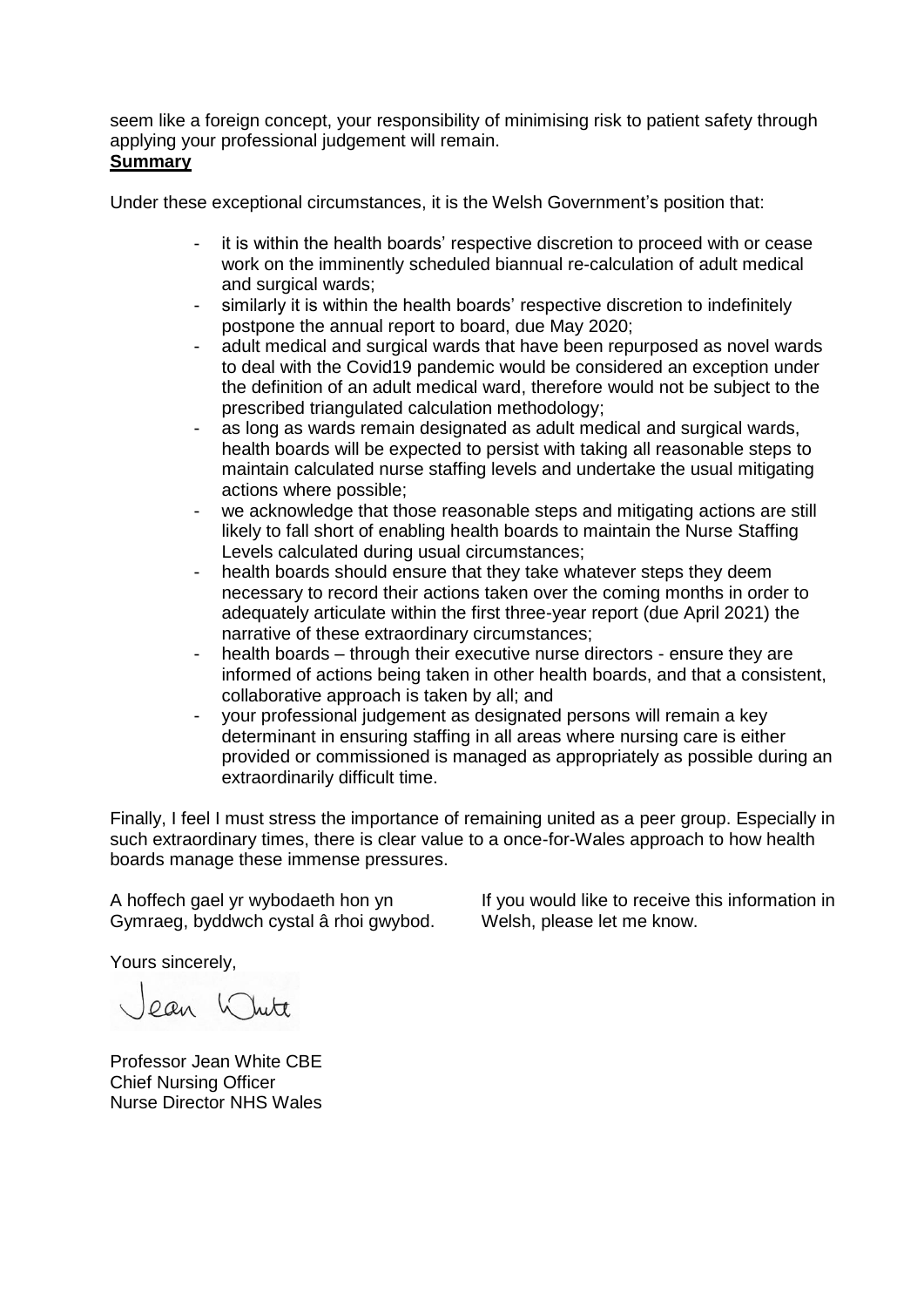seem like a foreign concept, your responsibility of minimising risk to patient safety through applying your professional judgement will remain.

**Summary**

Under these exceptional circumstances, it is the Welsh Government's position that:

- it is within the health boards' respective discretion to proceed with or cease work on the imminently scheduled biannual re-calculation of adult medical and surgical wards;
- similarly it is within the health boards' respective discretion to indefinitely postpone the annual report to board, due May 2020;
- adult medical and surgical wards that have been repurposed as novel wards to deal with the Covid19 pandemic would be considered an exception under the definition of an adult medical ward, therefore would not be subject to the prescribed triangulated calculation methodology;
- as long as wards remain designated as adult medical and surgical wards, health boards will be expected to persist with taking all reasonable steps to maintain calculated nurse staffing levels and undertake the usual mitigating actions where possible;
- we acknowledge that those reasonable steps and mitigating actions are still likely to fall short of enabling health boards to maintain the Nurse Staffing Levels calculated during usual circumstances;
- health boards should ensure that they take whatever steps they deem necessary to record their actions taken over the coming months in order to adequately articulate within the first three-year report (due April 2021) the narrative of these extraordinary circumstances;
- health boards – through their executive nurse directors - ensure they are informed of actions being taken in other health boards, and that a consistent, collaborative approach is taken by all; and
- your professional judgement as designated persons will remain a key determinant in ensuring staffing in all areas where nursing care is either provided or commissioned is managed as appropriately as possible during an extraordinarily difficult time.

Finally, I feel I must stress the importance of remaining united as a peer group. Especially in such extraordinary times, there is clear value to a once-for-Wales approach to how health boards manage these immense pressures.

A hoffech gael yr wybodaeth hon yn Gymraeg, byddwch cystal â rhoi gwybod.

If you would like to receive this information in Welsh, please let me know.

Yours sincerely,

Jean White

Professor Jean White CBE
Chief Nursing Officer
Nurse Director NHS Wales